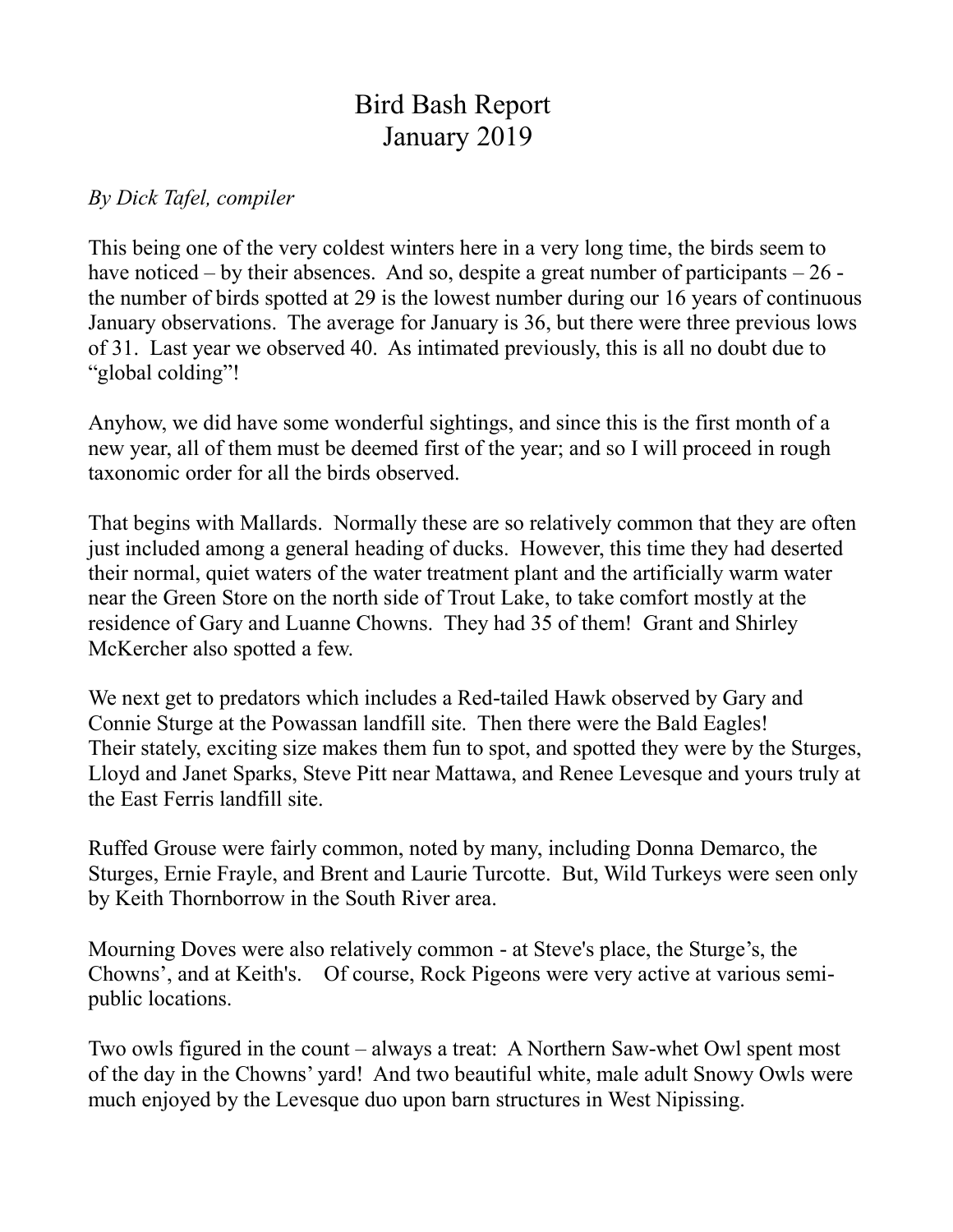# Bird Bash Report
# January 2019

*By Dick Tafel, compiler*

This being one of the very coldest winters here in a very long time, the birds seem to have noticed – by their absences. And so, despite a great number of participants – 26 - the number of birds spotted at 29 is the lowest number during our 16 years of continuous January observations. The average for January is 36, but there were three previous lows of 31. Last year we observed 40. As intimated previously, this is all no doubt due to "global colding"!

Anyhow, we did have some wonderful sightings, and since this is the first month of a new year, all of them must be deemed first of the year; and so I will proceed in rough taxonomic order for all the birds observed.

That begins with Mallards. Normally these are so relatively common that they are often just included among a general heading of ducks. However, this time they had deserted their normal, quiet waters of the water treatment plant and the artificially warm water near the Green Store on the north side of Trout Lake, to take comfort mostly at the residence of Gary and Luanne Chowns. They had 35 of them! Grant and Shirley McKercher also spotted a few.

We next get to predators which includes a Red-tailed Hawk observed by Gary and Connie Sturge at the Powassan landfill site. Then there were the Bald Eagles! Their stately, exciting size makes them fun to spot, and spotted they were by the Sturges, Lloyd and Janet Sparks, Steve Pitt near Mattawa, and Renee Levesque and yours truly at the East Ferris landfill site.

Ruffed Grouse were fairly common, noted by many, including Donna Demarco, the Sturges, Ernie Frayle, and Brent and Laurie Turcotte. But, Wild Turkeys were seen only by Keith Thornborrow in the South River area.

Mourning Doves were also relatively common - at Steve's place, the Sturge's, the Chowns', and at Keith's. Of course, Rock Pigeons were very active at various semi-public locations.

Two owls figured in the count – always a treat: A Northern Saw-whet Owl spent most of the day in the Chowns' yard! And two beautiful white, male adult Snowy Owls were much enjoyed by the Levesque duo upon barn structures in West Nipissing.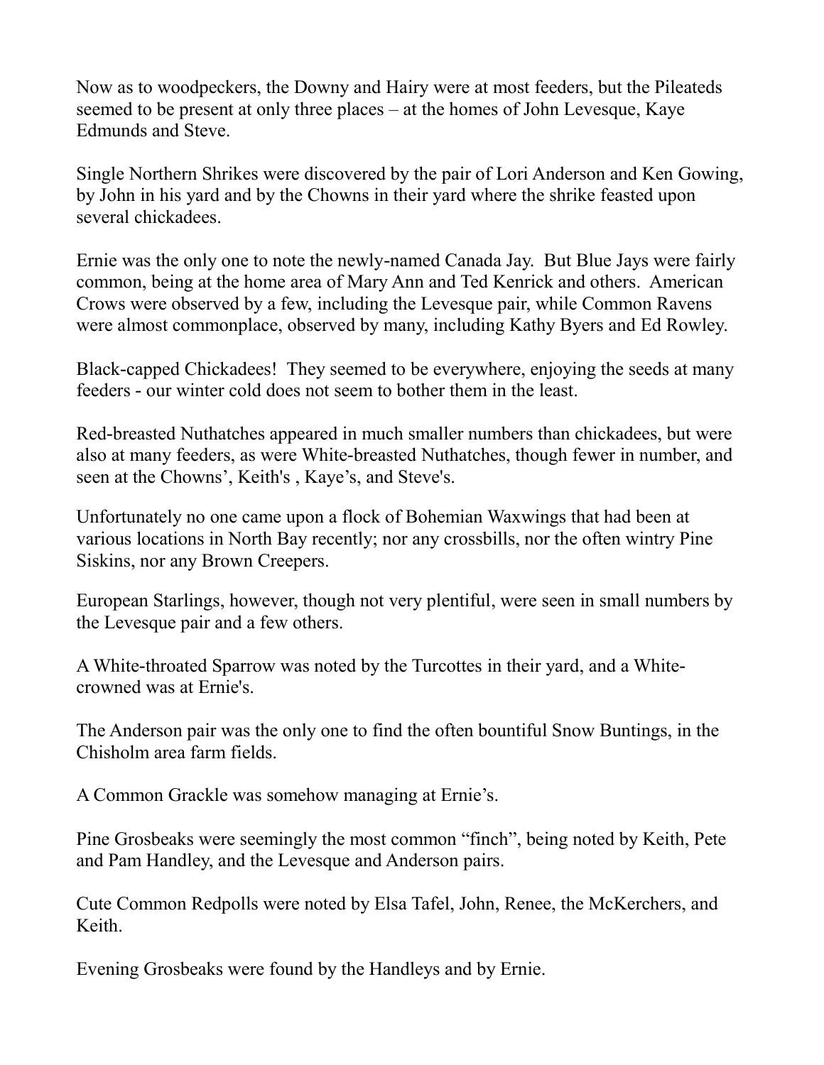Now as to woodpeckers, the Downy and Hairy were at most feeders, but the Pileateds seemed to be present at only three places – at the homes of John Levesque, Kaye Edmunds and Steve.

Single Northern Shrikes were discovered by the pair of Lori Anderson and Ken Gowing, by John in his yard and by the Chowns in their yard where the shrike feasted upon several chickadees.

Ernie was the only one to note the newly-named Canada Jay. But Blue Jays were fairly common, being at the home area of Mary Ann and Ted Kenrick and others. American Crows were observed by a few, including the Levesque pair, while Common Ravens were almost commonplace, observed by many, including Kathy Byers and Ed Rowley.

Black-capped Chickadees! They seemed to be everywhere, enjoying the seeds at many feeders - our winter cold does not seem to bother them in the least.

Red-breasted Nuthatches appeared in much smaller numbers than chickadees, but were also at many feeders, as were White-breasted Nuthatches, though fewer in number, and seen at the Chowns', Keith's , Kaye's, and Steve's.

Unfortunately no one came upon a flock of Bohemian Waxwings that had been at various locations in North Bay recently; nor any crossbills, nor the often wintry Pine Siskins, nor any Brown Creepers.

European Starlings, however, though not very plentiful, were seen in small numbers by the Levesque pair and a few others.

A White-throated Sparrow was noted by the Turcottes in their yard, and a White-crowned was at Ernie's.

The Anderson pair was the only one to find the often bountiful Snow Buntings, in the Chisholm area farm fields.

A Common Grackle was somehow managing at Ernie's.

Pine Grosbeaks were seemingly the most common "finch", being noted by Keith, Pete and Pam Handley, and the Levesque and Anderson pairs.

Cute Common Redpolls were noted by Elsa Tafel, John, Renee, the McKerchers, and Keith.

Evening Grosbeaks were found by the Handleys and by Ernie.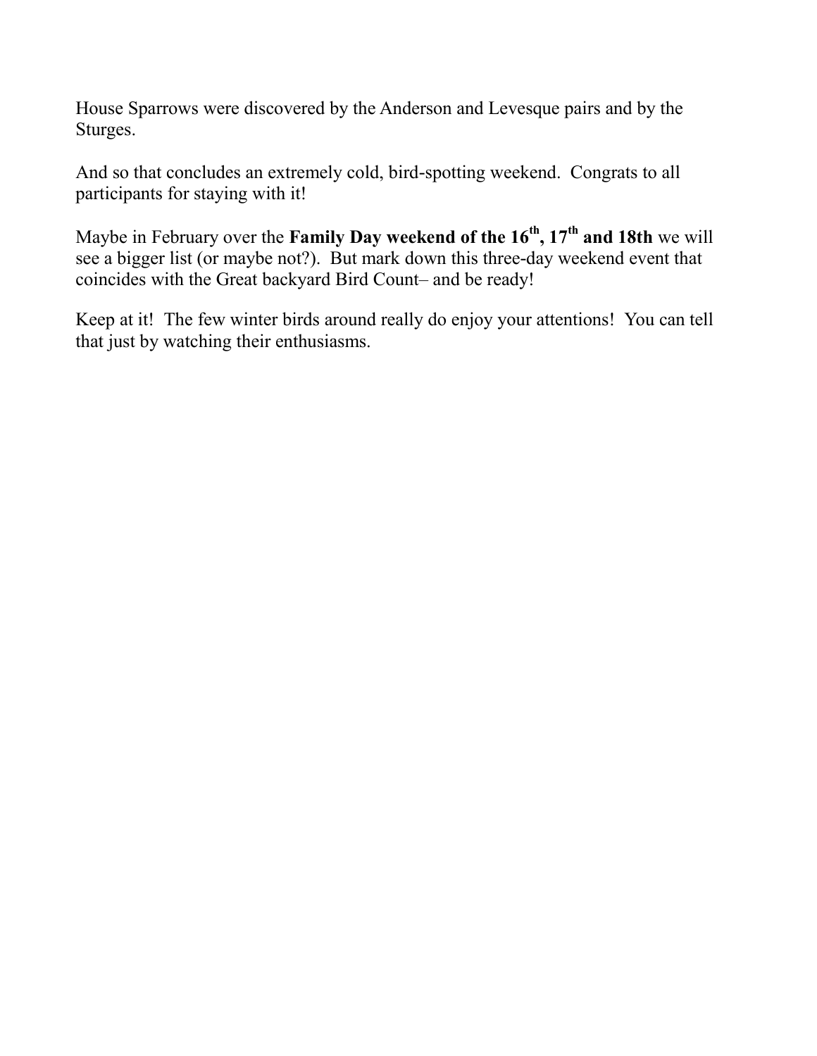House Sparrows were discovered by the Anderson and Levesque pairs and by the Sturges.

And so that concludes an extremely cold, bird-spotting weekend. Congrats to all participants for staying with it!

Maybe in February over the **Family Day weekend of the 16th, 17th and 18th** we will see a bigger list (or maybe not?). But mark down this three-day weekend event that coincides with the Great backyard Bird Count– and be ready!

Keep at it! The few winter birds around really do enjoy your attentions! You can tell that just by watching their enthusiasms.